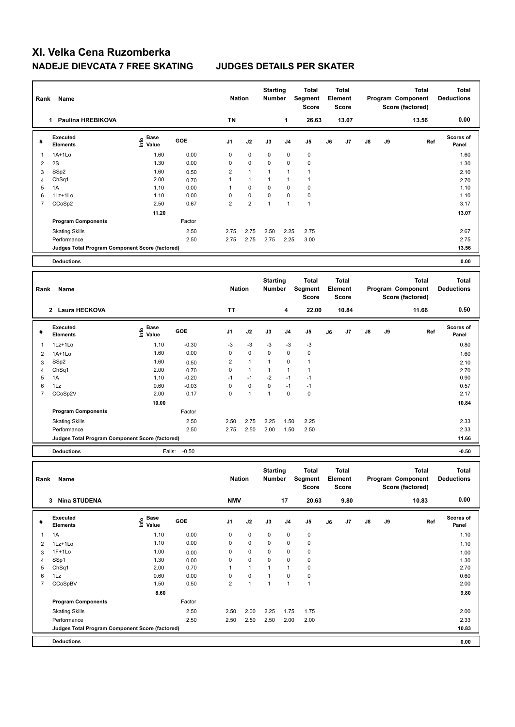# XI. Velka Cena Ruzomberka

## NADEJE DIEVCATA 7 FREE SKATING JUDGES DETAILS PER SKATER

| Rank | Name | Nation | Starting Number | Total Segment Score | Total Element Score | Total Program Component Score (factored) | Total Deductions |
|---|---|---|---|---|---|---|---|
| 1 | Paulina HREBIKOVA | TN | 1 | 26.63 | 13.07 | 13.56 | 0.00 |

| # | Executed Elements | Info | Base Value | GOE | J1 | J2 | J3 | J4 | J5 | J6 | J7 | J8 | J9 | Ref | Scores of Panel |
|---|---|---|---|---|---|---|---|---|---|---|---|---|---|---|---|
| 1 | 1A+1Lo | | 1.60 | 0.00 | 0 | 0 | 0 | 0 | 0 | | | | | | 1.60 |
| 2 | 2S | | 1.30 | 0.00 | 0 | 0 | 0 | 0 | 0 | | | | | | 1.30 |
| 3 | SSp2 | | 1.60 | 0.50 | 2 | 1 | 1 | 1 | 1 | | | | | | 2.10 |
| 4 | ChSq1 | | 2.00 | 0.70 | 1 | 1 | 1 | 1 | 1 | | | | | | 2.70 |
| 5 | 1A | | 1.10 | 0.00 | 1 | 0 | 0 | 0 | 0 | | | | | | 1.10 |
| 6 | 1Lz+1Lo | | 1.10 | 0.00 | 0 | 0 | 0 | 0 | 0 | | | | | | 1.10 |
| 7 | CCoSp2 | | 2.50 | 0.67 | 2 | 2 | 1 | 1 | 1 | | | | | | 3.17 |
| | | | 11.20 | | | | | | | | | | | | 13.07 |
| | Program Components | | | Factor | | | | | | | | | | | |
| | Skating Skills | | | 2.50 | 2.75 | 2.75 | 2.50 | 2.25 | 2.75 | | | | | | 2.67 |
| | Performance | | | 2.50 | 2.75 | 2.75 | 2.75 | 2.25 | 3.00 | | | | | | 2.75 |
| | Judges Total Program Component Score (factored) | | | | | | | | | | | | | | 13.56 |
| | Deductions | | | | | | | | | | | | | | 0.00 |

| Rank | Name | Nation | Starting Number | Total Segment Score | Total Element Score | Total Program Component Score (factored) | Total Deductions |
|---|---|---|---|---|---|---|---|
| 2 | Laura HECKOVA | TT | 4 | 22.00 | 10.84 | 11.66 | 0.50 |

| # | Executed Elements | Info | Base Value | GOE | J1 | J2 | J3 | J4 | J5 | J6 | J7 | J8 | J9 | Ref | Scores of Panel |
|---|---|---|---|---|---|---|---|---|---|---|---|---|---|---|---|
| 1 | 1Lz+1Lo | | 1.10 | -0.30 | -3 | -3 | -3 | -3 | -3 | | | | | | 0.80 |
| 2 | 1A+1Lo | | 1.60 | 0.00 | 0 | 0 | 0 | 0 | 0 | | | | | | 1.60 |
| 3 | SSp2 | | 1.60 | 0.50 | 2 | 1 | 1 | 0 | 1 | | | | | | 2.10 |
| 4 | ChSq1 | | 2.00 | 0.70 | 0 | 1 | 1 | 1 | 1 | | | | | | 2.70 |
| 5 | 1A | | 1.10 | -0.20 | -1 | -1 | -2 | -1 | -1 | | | | | | 0.90 |
| 6 | 1Lz | | 0.60 | -0.03 | 0 | 0 | 0 | -1 | -1 | | | | | | 0.57 |
| 7 | CCoSp2V | | 2.00 | 0.17 | 0 | 1 | 1 | 0 | 0 | | | | | | 2.17 |
| | | | 10.00 | | | | | | | | | | | | 10.84 |
| | Program Components | | | Factor | | | | | | | | | | | |
| | Skating Skills | | | 2.50 | 2.50 | 2.75 | 2.25 | 1.50 | 2.25 | | | | | | 2.33 |
| | Performance | | | 2.50 | 2.75 | 2.50 | 2.00 | 1.50 | 2.50 | | | | | | 2.33 |
| | Judges Total Program Component Score (factored) | | | | | | | | | | | | | | 11.66 |
| | Deductions | | Falls: | -0.50 | | | | | | | | | | | -0.50 |

| Rank | Name | Nation | Starting Number | Total Segment Score | Total Element Score | Total Program Component Score (factored) | Total Deductions |
|---|---|---|---|---|---|---|---|
| 3 | Nina STUDENA | NMV | 17 | 20.63 | 9.80 | 10.83 | 0.00 |

| # | Executed Elements | Info | Base Value | GOE | J1 | J2 | J3 | J4 | J5 | J6 | J7 | J8 | J9 | Ref | Scores of Panel |
|---|---|---|---|---|---|---|---|---|---|---|---|---|---|---|---|
| 1 | 1A | | 1.10 | 0.00 | 0 | 0 | 0 | 0 | 0 | | | | | | 1.10 |
| 2 | 1Lz+1Lo | | 1.10 | 0.00 | 0 | 0 | 0 | 0 | 0 | | | | | | 1.10 |
| 3 | 1F+1Lo | | 1.00 | 0.00 | 0 | 0 | 0 | 0 | 0 | | | | | | 1.00 |
| 4 | SSp1 | | 1.30 | 0.00 | 0 | 0 | 0 | 0 | 0 | | | | | | 1.30 |
| 5 | ChSq1 | | 2.00 | 0.70 | 1 | 1 | 1 | 1 | 0 | | | | | | 2.70 |
| 6 | 1Lz | | 0.60 | 0.00 | 0 | 0 | 1 | 0 | 0 | | | | | | 0.60 |
| 7 | CCoSpBV | | 1.50 | 0.50 | 2 | 1 | 1 | 1 | 1 | | | | | | 2.00 |
| | | | 8.60 | | | | | | | | | | | | 9.80 |
| | Program Components | | | Factor | | | | | | | | | | | |
| | Skating Skills | | | 2.50 | 2.50 | 2.00 | 2.25 | 1.75 | 1.75 | | | | | | 2.00 |
| | Performance | | | 2.50 | 2.50 | 2.50 | 2.50 | 2.00 | 2.00 | | | | | | 2.33 |
| | Judges Total Program Component Score (factored) | | | | | | | | | | | | | | 10.83 |
| | Deductions | | | | | | | | | | | | | | 0.00 |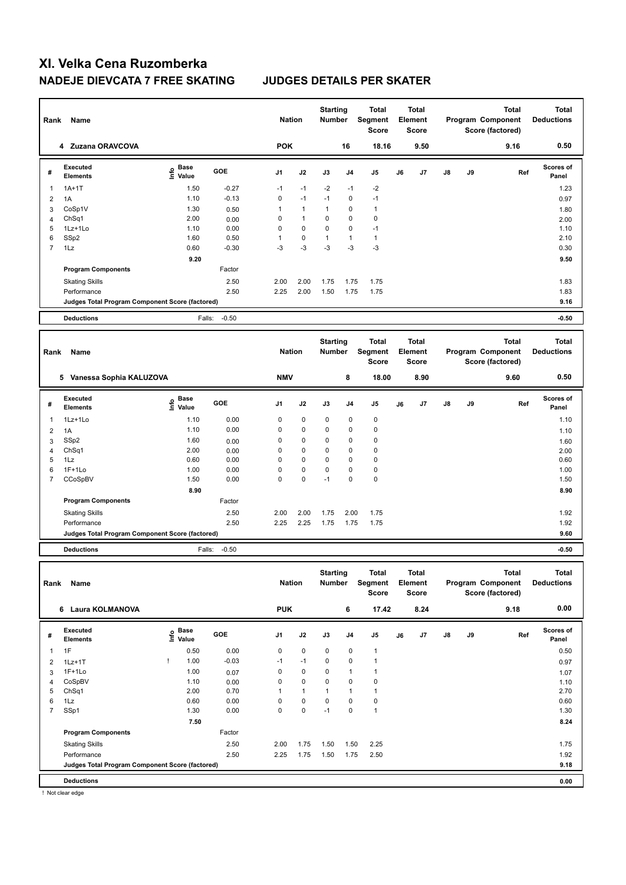# XI. Velka Cena Ruzomberka

## NADEJE DIEVCATA 7 FREE SKATING JUDGES DETAILS PER SKATER

| Rank | Name | Nation | Starting Number | Total Segment Score | Total Element Score | Total Program Component Score (factored) | Total Deductions |
|---|---|---|---|---|---|---|---|
| 4 | Zuzana ORAVCOVA | POK | 16 | 18.16 | 9.50 | 9.16 | 0.50 |

| # | Executed Elements | Info | Base Value | GOE | J1 | J2 | J3 | J4 | J5 | J6 | J7 | J8 | J9 | Ref | Scores of Panel |
|---|---|---|---|---|---|---|---|---|---|---|---|---|---|---|---|
| 1 | 1A+1T | | 1.50 | -0.27 | -1 | -1 | -2 | -1 | -2 | | | | | | 1.23 |
| 2 | 1A | | 1.10 | -0.13 | 0 | -1 | -1 | 0 | -1 | | | | | | 0.97 |
| 3 | CoSp1V | | 1.30 | 0.50 | 1 | 1 | 1 | 0 | 1 | | | | | | 1.80 |
| 4 | ChSq1 | | 2.00 | 0.00 | 0 | 1 | 0 | 0 | 0 | | | | | | 2.00 |
| 5 | 1Lz+1Lo | | 1.10 | 0.00 | 0 | 0 | 0 | 0 | -1 | | | | | | 1.10 |
| 6 | SSp2 | | 1.60 | 0.50 | 1 | 0 | 1 | 1 | 1 | | | | | | 2.10 |
| 7 | 1Lz | | 0.60 | -0.30 | -3 | -3 | -3 | -3 | -3 | | | | | | 0.30 |
| | | | 9.20 | | | | | | | | | | | | 9.50 |
| | Program Components | | | Factor | | | | | | | | | | | |
| | Skating Skills | | | 2.50 | 2.00 | 2.00 | 1.75 | 1.75 | 1.75 | | | | | | 1.83 |
| | Performance | | | 2.50 | 2.25 | 2.00 | 1.50 | 1.75 | 1.75 | | | | | | 1.83 |
| | Judges Total Program Component Score (factored) | | | | | | | | | | | | | | 9.16 |
| | Deductions | | | Falls: -0.50 | | | | | | | | | | | -0.50 |

| Rank | Name | Nation | Starting Number | Total Segment Score | Total Element Score | Total Program Component Score (factored) | Total Deductions |
|---|---|---|---|---|---|---|---|
| 5 | Vanessa Sophia KALUZOVA | NMV | 8 | 18.00 | 8.90 | 9.60 | 0.50 |

| # | Executed Elements | Info | Base Value | GOE | J1 | J2 | J3 | J4 | J5 | J6 | J7 | J8 | J9 | Ref | Scores of Panel |
|---|---|---|---|---|---|---|---|---|---|---|---|---|---|---|---|
| 1 | 1Lz+1Lo | | 1.10 | 0.00 | 0 | 0 | 0 | 0 | 0 | | | | | | 1.10 |
| 2 | 1A | | 1.10 | 0.00 | 0 | 0 | 0 | 0 | 0 | | | | | | 1.10 |
| 3 | SSp2 | | 1.60 | 0.00 | 0 | 0 | 0 | 0 | 0 | | | | | | 1.60 |
| 4 | ChSq1 | | 2.00 | 0.00 | 0 | 0 | 0 | 0 | 0 | | | | | | 2.00 |
| 5 | 1Lz | | 0.60 | 0.00 | 0 | 0 | 0 | 0 | 0 | | | | | | 0.60 |
| 6 | 1F+1Lo | | 1.00 | 0.00 | 0 | 0 | 0 | 0 | 0 | | | | | | 1.00 |
| 7 | CCoSpBV | | 1.50 | 0.00 | 0 | 0 | -1 | 0 | 0 | | | | | | 1.50 |
| | | | 8.90 | | | | | | | | | | | | 8.90 |
| | Program Components | | | Factor | | | | | | | | | | | |
| | Skating Skills | | | 2.50 | 2.00 | 2.00 | 1.75 | 2.00 | 1.75 | | | | | | 1.92 |
| | Performance | | | 2.50 | 2.25 | 2.25 | 1.75 | 1.75 | 1.75 | | | | | | 1.92 |
| | Judges Total Program Component Score (factored) | | | | | | | | | | | | | | 9.60 |
| | Deductions | | | Falls: -0.50 | | | | | | | | | | | -0.50 |

| Rank | Name | Nation | Starting Number | Total Segment Score | Total Element Score | Total Program Component Score (factored) | Total Deductions |
|---|---|---|---|---|---|---|---|
| 6 | Laura KOLMANOVA | PUK | 6 | 17.42 | 8.24 | 9.18 | 0.00 |

| # | Executed Elements | Info | Base Value | GOE | J1 | J2 | J3 | J4 | J5 | J6 | J7 | J8 | J9 | Ref | Scores of Panel |
|---|---|---|---|---|---|---|---|---|---|---|---|---|---|---|---|
| 1 | 1F | | 0.50 | 0.00 | 0 | 0 | 0 | 0 | 1 | | | | | | 0.50 |
| 2 | 1Lz+1T | ! | 1.00 | -0.03 | -1 | -1 | 0 | 0 | 1 | | | | | | 0.97 |
| 3 | 1F+1Lo | | 1.00 | 0.07 | 0 | 0 | 0 | 1 | 1 | | | | | | 1.07 |
| 4 | CoSpBV | | 1.10 | 0.00 | 0 | 0 | 0 | 0 | 0 | | | | | | 1.10 |
| 5 | ChSq1 | | 2.00 | 0.70 | 1 | 1 | 1 | 1 | 1 | | | | | | 2.70 |
| 6 | 1Lz | | 0.60 | 0.00 | 0 | 0 | 0 | 0 | 0 | | | | | | 0.60 |
| 7 | SSp1 | | 1.30 | 0.00 | 0 | 0 | -1 | 0 | 1 | | | | | | 1.30 |
| | | | 7.50 | | | | | | | | | | | | 8.24 |
| | Program Components | | | Factor | | | | | | | | | | | |
| | Skating Skills | | | 2.50 | 2.00 | 1.75 | 1.50 | 1.50 | 2.25 | | | | | | 1.75 |
| | Performance | | | 2.50 | 2.25 | 1.75 | 1.50 | 1.75 | 2.50 | | | | | | 1.92 |
| | Judges Total Program Component Score (factored) | | | | | | | | | | | | | | 9.18 |
| | Deductions | | | | | | | | | | | | | | 0.00 |

! Not clear edge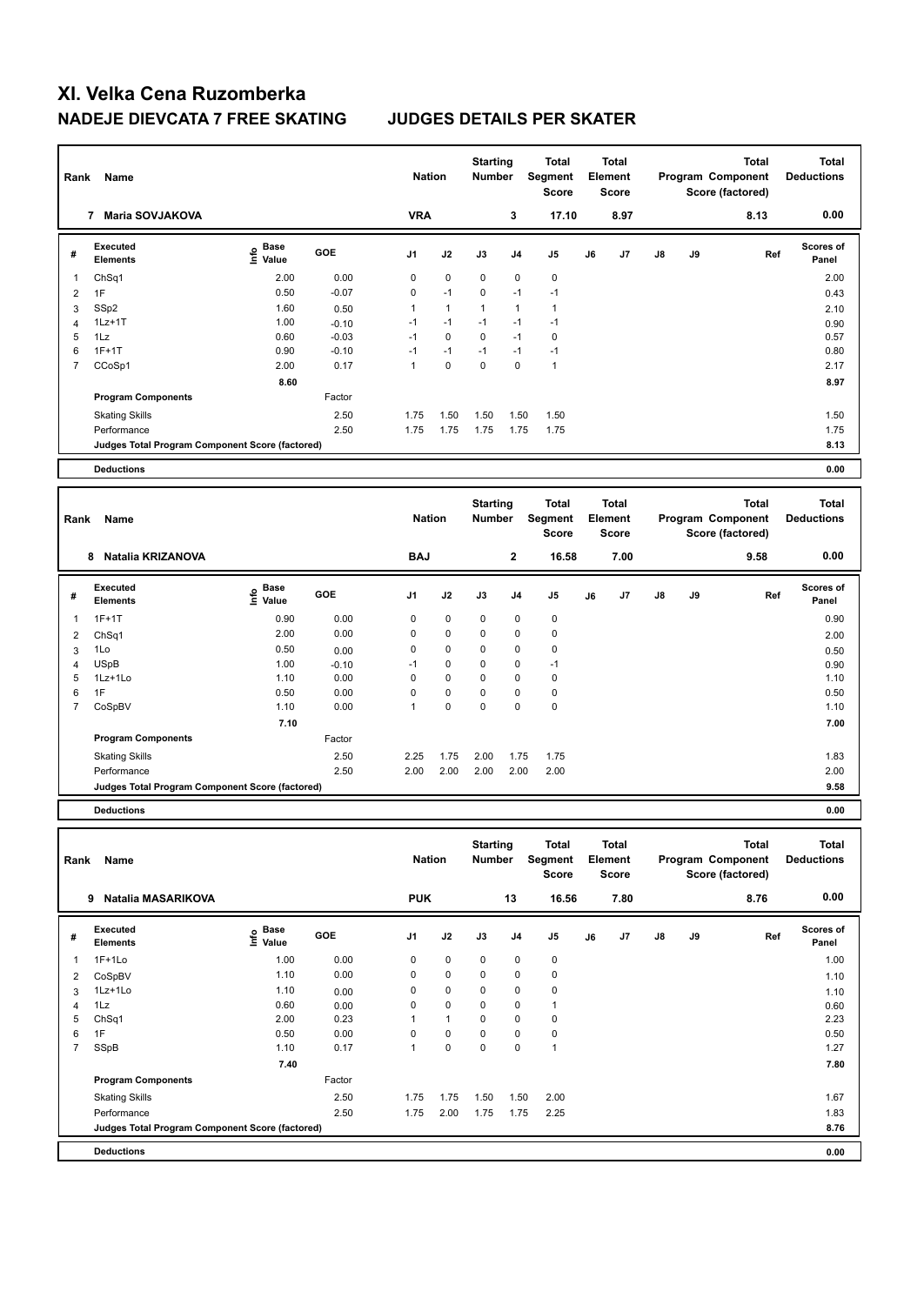# XI. Velka Cena Ruzomberka

## NADEJE DIEVCATA 7 FREE SKATING JUDGES DETAILS PER SKATER

| Rank | Name | Nation | Starting Number | Total Segment Score | Total Element Score | Total Program Component Score (factored) | Total Deductions |
|---|---|---|---|---|---|---|---|
| 7 | Maria SOVJAKOVA | VRA | 3 | 17.10 | 8.97 | 8.13 | 0.00 |

| # | Executed Elements | Info | Base Value | GOE | J1 | J2 | J3 | J4 | J5 | J6 | J7 | J8 | J9 | Ref | Scores of Panel |
|---|---|---|---|---|---|---|---|---|---|---|---|---|---|---|---|
| 1 | ChSq1 | | 2.00 | 0.00 | 0 | 0 | 0 | 0 | 0 | | | | | | 2.00 |
| 2 | 1F | | 0.50 | -0.07 | 0 | -1 | 0 | -1 | -1 | | | | | | 0.43 |
| 3 | SSp2 | | 1.60 | 0.50 | 1 | 1 | 1 | 1 | 1 | | | | | | 2.10 |
| 4 | 1Lz+1T | | 1.00 | -0.10 | -1 | -1 | -1 | -1 | -1 | | | | | | 0.90 |
| 5 | 1Lz | | 0.60 | -0.03 | -1 | 0 | 0 | -1 | 0 | | | | | | 0.57 |
| 6 | 1F+1T | | 0.90 | -0.10 | -1 | -1 | -1 | -1 | -1 | | | | | | 0.80 |
| 7 | CCoSp1 | | 2.00 | 0.17 | 1 | 0 | 0 | 0 | 1 | | | | | | 2.17 |
| | | | 8.60 | | | | | | | | | | | | 8.97 |
| | **Program Components** | | | Factor | | | | | | | | | | | |
| | Skating Skills | | | 2.50 | 1.75 | 1.50 | 1.50 | 1.50 | 1.50 | | | | | | 1.50 |
| | Performance | | | 2.50 | 1.75 | 1.75 | 1.75 | 1.75 | 1.75 | | | | | | 1.75 |
| | **Judges Total Program Component Score (factored)** | | | | | | | | | | | | | | 8.13 |
| | **Deductions** | | | | | | | | | | | | | | 0.00 |

| Rank | Name | Nation | Starting Number | Total Segment Score | Total Element Score | Total Program Component Score (factored) | Total Deductions |
|---|---|---|---|---|---|---|---|
| 8 | Natalia KRIZANOVA | BAJ | 2 | 16.58 | 7.00 | 9.58 | 0.00 |

| # | Executed Elements | Info | Base Value | GOE | J1 | J2 | J3 | J4 | J5 | J6 | J7 | J8 | J9 | Ref | Scores of Panel |
|---|---|---|---|---|---|---|---|---|---|---|---|---|---|---|---|
| 1 | 1F+1T | | 0.90 | 0.00 | 0 | 0 | 0 | 0 | 0 | | | | | | 0.90 |
| 2 | ChSq1 | | 2.00 | 0.00 | 0 | 0 | 0 | 0 | 0 | | | | | | 2.00 |
| 3 | 1Lo | | 0.50 | 0.00 | 0 | 0 | 0 | 0 | 0 | | | | | | 0.50 |
| 4 | USpB | | 1.00 | -0.10 | -1 | 0 | 0 | 0 | -1 | | | | | | 0.90 |
| 5 | 1Lz+1Lo | | 1.10 | 0.00 | 0 | 0 | 0 | 0 | 0 | | | | | | 1.10 |
| 6 | 1F | | 0.50 | 0.00 | 0 | 0 | 0 | 0 | 0 | | | | | | 0.50 |
| 7 | CoSpBV | | 1.10 | 0.00 | 1 | 0 | 0 | 0 | 0 | | | | | | 1.10 |
| | | | 7.10 | | | | | | | | | | | | 7.00 |
| | **Program Components** | | | Factor | | | | | | | | | | | |
| | Skating Skills | | | 2.50 | 2.25 | 1.75 | 2.00 | 1.75 | 1.75 | | | | | | 1.83 |
| | Performance | | | 2.50 | 2.00 | 2.00 | 2.00 | 2.00 | 2.00 | | | | | | 2.00 |
| | **Judges Total Program Component Score (factored)** | | | | | | | | | | | | | | 9.58 |
| | **Deductions** | | | | | | | | | | | | | | 0.00 |

| Rank | Name | Nation | Starting Number | Total Segment Score | Total Element Score | Total Program Component Score (factored) | Total Deductions |
|---|---|---|---|---|---|---|---|
| 9 | Natalia MASARIKOVA | PUK | 13 | 16.56 | 7.80 | 8.76 | 0.00 |

| # | Executed Elements | Info | Base Value | GOE | J1 | J2 | J3 | J4 | J5 | J6 | J7 | J8 | J9 | Ref | Scores of Panel |
|---|---|---|---|---|---|---|---|---|---|---|---|---|---|---|---|
| 1 | 1F+1Lo | | 1.00 | 0.00 | 0 | 0 | 0 | 0 | 0 | | | | | | 1.00 |
| 2 | CoSpBV | | 1.10 | 0.00 | 0 | 0 | 0 | 0 | 0 | | | | | | 1.10 |
| 3 | 1Lz+1Lo | | 1.10 | 0.00 | 0 | 0 | 0 | 0 | 0 | | | | | | 1.10 |
| 4 | 1Lz | | 0.60 | 0.00 | 0 | 0 | 0 | 0 | 1 | | | | | | 0.60 |
| 5 | ChSq1 | | 2.00 | 0.23 | 1 | 1 | 0 | 0 | 0 | | | | | | 2.23 |
| 6 | 1F | | 0.50 | 0.00 | 0 | 0 | 0 | 0 | 0 | | | | | | 0.50 |
| 7 | SSpB | | 1.10 | 0.17 | 1 | 0 | 0 | 0 | 1 | | | | | | 1.27 |
| | | | 7.40 | | | | | | | | | | | | 7.80 |
| | **Program Components** | | | Factor | | | | | | | | | | | |
| | Skating Skills | | | 2.50 | 1.75 | 1.75 | 1.50 | 1.50 | 2.00 | | | | | | 1.67 |
| | Performance | | | 2.50 | 1.75 | 2.00 | 1.75 | 1.75 | 2.25 | | | | | | 1.83 |
| | **Judges Total Program Component Score (factored)** | | | | | | | | | | | | | | 8.76 |
| | **Deductions** | | | | | | | | | | | | | | 0.00 |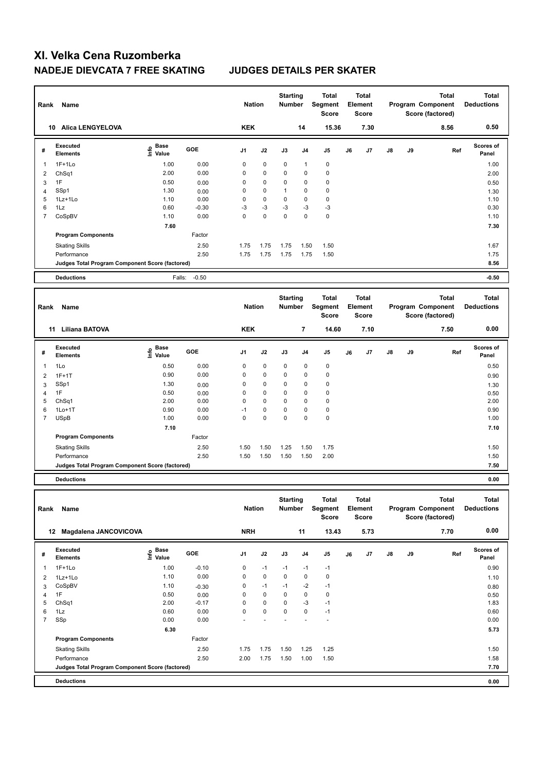# XI. Velka Cena Ruzomberka

## NADEJE DIEVCATA 7 FREE SKATING JUDGES DETAILS PER SKATER

| Rank | Name | Nation | Starting Number | Total Segment Score | Total Element Score | Total Program Component Score (factored) | Total Deductions |
|---|---|---|---|---|---|---|---|
| 10 | Alica LENGYELOVA | KEK | 14 | 15.36 | 7.30 | 8.56 | 0.50 |

| # | Executed Elements | Info | Base Value | GOE | J1 | J2 | J3 | J4 | J5 | J6 | J7 | J8 | J9 | Ref | Scores of Panel |
|---|---|---|---|---|---|---|---|---|---|---|---|---|---|---|---|
| 1 | 1F+1Lo | | 1.00 | 0.00 | 0 | 0 | 0 | 1 | 0 | | | | | | 1.00 |
| 2 | ChSq1 | | 2.00 | 0.00 | 0 | 0 | 0 | 0 | 0 | | | | | | 2.00 |
| 3 | 1F | | 0.50 | 0.00 | 0 | 0 | 0 | 0 | 0 | | | | | | 0.50 |
| 4 | SSp1 | | 1.30 | 0.00 | 0 | 0 | 1 | 0 | 0 | | | | | | 1.30 |
| 5 | 1Lz+1Lo | | 1.10 | 0.00 | 0 | 0 | 0 | 0 | 0 | | | | | | 1.10 |
| 6 | 1Lz | | 0.60 | -0.30 | -3 | -3 | -3 | -3 | -3 | | | | | | 0.30 |
| 7 | CoSpBV | | 1.10 | 0.00 | 0 | 0 | 0 | 0 | 0 | | | | | | 1.10 |
| | | | 7.60 | | | | | | | | | | | | 7.30 |
| | **Program Components** | | | Factor | | | | | | | | | | | |
| | Skating Skills | | | 2.50 | 1.75 | 1.75 | 1.75 | 1.50 | 1.50 | | | | | | 1.67 |
| | Performance | | | 2.50 | 1.75 | 1.75 | 1.75 | 1.75 | 1.50 | | | | | | 1.75 |
| | Judges Total Program Component Score (factored) | | | | | | | | | | | | | | 8.56 |
| | **Deductions** | | Falls: | -0.50 | | | | | | | | | | | -0.50 |

| Rank | Name | Nation | Starting Number | Total Segment Score | Total Element Score | Total Program Component Score (factored) | Total Deductions |
|---|---|---|---|---|---|---|---|
| 11 | Liliana BATOVA | KEK | 7 | 14.60 | 7.10 | 7.50 | 0.00 |

| # | Executed Elements | Info | Base Value | GOE | J1 | J2 | J3 | J4 | J5 | J6 | J7 | J8 | J9 | Ref | Scores of Panel |
|---|---|---|---|---|---|---|---|---|---|---|---|---|---|---|---|
| 1 | 1Lo | | 0.50 | 0.00 | 0 | 0 | 0 | 0 | 0 | | | | | | 0.50 |
| 2 | 1F+1T | | 0.90 | 0.00 | 0 | 0 | 0 | 0 | 0 | | | | | | 0.90 |
| 3 | SSp1 | | 1.30 | 0.00 | 0 | 0 | 0 | 0 | 0 | | | | | | 1.30 |
| 4 | 1F | | 0.50 | 0.00 | 0 | 0 | 0 | 0 | 0 | | | | | | 0.50 |
| 5 | ChSq1 | | 2.00 | 0.00 | 0 | 0 | 0 | 0 | 0 | | | | | | 2.00 |
| 6 | 1Lo+1T | | 0.90 | 0.00 | -1 | 0 | 0 | 0 | 0 | | | | | | 0.90 |
| 7 | USpB | | 1.00 | 0.00 | 0 | 0 | 0 | 0 | 0 | | | | | | 1.00 |
| | | | 7.10 | | | | | | | | | | | | 7.10 |
| | **Program Components** | | | Factor | | | | | | | | | | | |
| | Skating Skills | | | 2.50 | 1.50 | 1.50 | 1.25 | 1.50 | 1.75 | | | | | | 1.50 |
| | Performance | | | 2.50 | 1.50 | 1.50 | 1.50 | 1.50 | 2.00 | | | | | | 1.50 |
| | Judges Total Program Component Score (factored) | | | | | | | | | | | | | | 7.50 |
| | **Deductions** | | | | | | | | | | | | | | 0.00 |

| Rank | Name | Nation | Starting Number | Total Segment Score | Total Element Score | Total Program Component Score (factored) | Total Deductions |
|---|---|---|---|---|---|---|---|
| 12 | Magdalena JANCOVICOVA | NRH | 11 | 13.43 | 5.73 | 7.70 | 0.00 |

| # | Executed Elements | Info | Base Value | GOE | J1 | J2 | J3 | J4 | J5 | J6 | J7 | J8 | J9 | Ref | Scores of Panel |
|---|---|---|---|---|---|---|---|---|---|---|---|---|---|---|---|
| 1 | 1F+1Lo | | 1.00 | -0.10 | 0 | -1 | -1 | -1 | -1 | | | | | | 0.90 |
| 2 | 1Lz+1Lo | | 1.10 | 0.00 | 0 | 0 | 0 | 0 | 0 | | | | | | 1.10 |
| 3 | CoSpBV | | 1.10 | -0.30 | 0 | -1 | -1 | -2 | -1 | | | | | | 0.80 |
| 4 | 1F | | 0.50 | 0.00 | 0 | 0 | 0 | 0 | 0 | | | | | | 0.50 |
| 5 | ChSq1 | | 2.00 | -0.17 | 0 | 0 | 0 | -3 | -1 | | | | | | 1.83 |
| 6 | 1Lz | | 0.60 | 0.00 | 0 | 0 | 0 | 0 | -1 | | | | | | 0.60 |
| 7 | SSp | | 0.00 | 0.00 | - | - | - | - | - | | | | | | 0.00 |
| | | | 6.30 | | | | | | | | | | | | 5.73 |
| | **Program Components** | | | Factor | | | | | | | | | | | |
| | Skating Skills | | | 2.50 | 1.75 | 1.75 | 1.50 | 1.25 | 1.25 | | | | | | 1.50 |
| | Performance | | | 2.50 | 2.00 | 1.75 | 1.50 | 1.00 | 1.50 | | | | | | 1.58 |
| | Judges Total Program Component Score (factored) | | | | | | | | | | | | | | 7.70 |
| | **Deductions** | | | | | | | | | | | | | | 0.00 |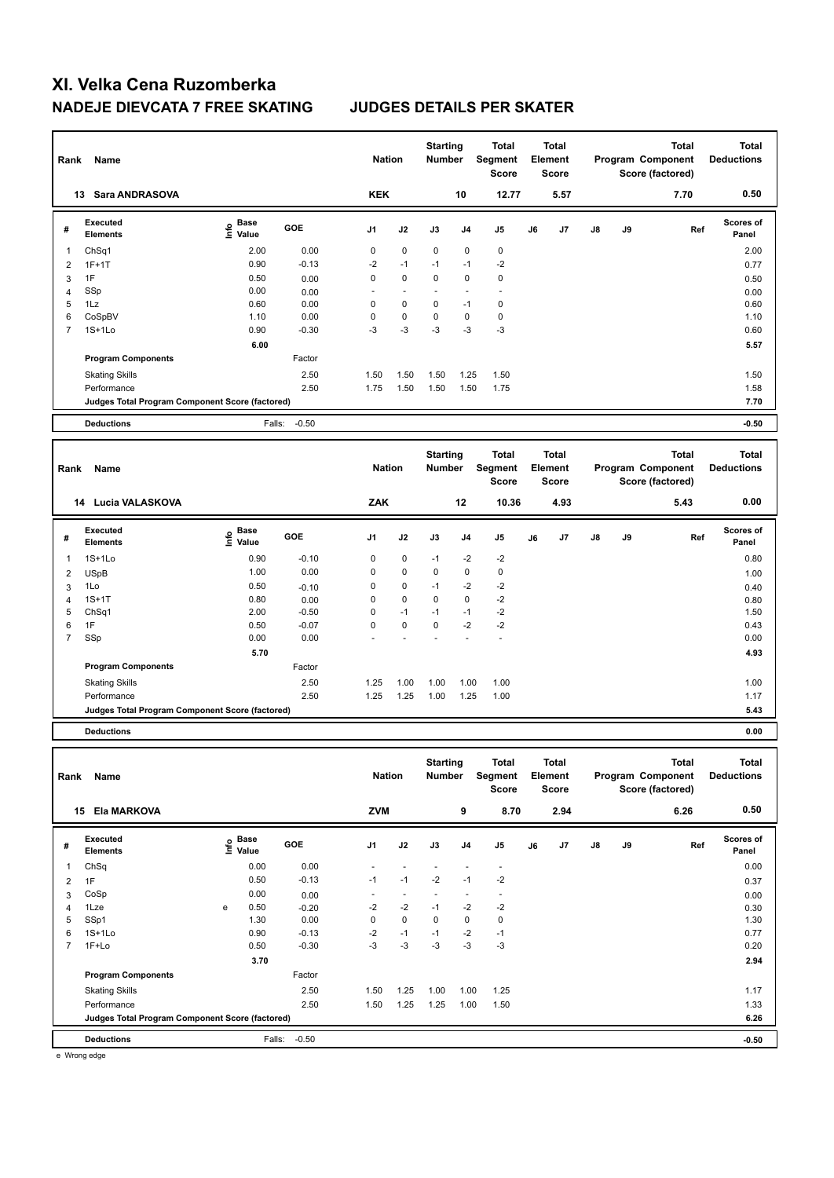# XI. Velka Cena Ruzomberka

## NADEJE DIEVCATA 7 FREE SKATING JUDGES DETAILS PER SKATER

| Rank | Name | Nation | Starting Number | Total Segment Score | Total Element Score | Total Program Component Score (factored) | Total Deductions |
|---|---|---|---|---|---|---|---|
| 13 | Sara ANDRASOVA | KEK | 10 | 12.77 | 5.57 | 7.70 | 0.50 |

| # | Executed Elements | Info | Base Value | GOE | J1 | J2 | J3 | J4 | J5 | J6 | J7 | J8 | J9 | Ref | Scores of Panel |
|---|---|---|---|---|---|---|---|---|---|---|---|---|---|---|---|
| 1 | ChSq1 | | 2.00 | 0.00 | 0 | 0 | 0 | 0 | 0 | | | | | | 2.00 |
| 2 | 1F+1T | | 0.90 | -0.13 | -2 | -1 | -1 | -1 | -2 | | | | | | 0.77 |
| 3 | 1F | | 0.50 | 0.00 | 0 | 0 | 0 | 0 | 0 | | | | | | 0.50 |
| 4 | SSp | | 0.00 | 0.00 | - | - | - | - | - | | | | | | 0.00 |
| 5 | 1Lz | | 0.60 | 0.00 | 0 | 0 | 0 | -1 | 0 | | | | | | 0.60 |
| 6 | CoSpBV | | 1.10 | 0.00 | 0 | 0 | 0 | 0 | 0 | | | | | | 1.10 |
| 7 | 1S+1Lo | | 0.90 | -0.30 | -3 | -3 | -3 | -3 | -3 | | | | | | 0.60 |
| | | | 6.00 | | | | | | | | | | | | 5.57 |
| | **Program Components** | | | Factor | | | | | | | | | | | |
| | Skating Skills | | | 2.50 | 1.50 | 1.50 | 1.50 | 1.25 | 1.50 | | | | | | 1.50 |
| | Performance | | | 2.50 | 1.75 | 1.50 | 1.50 | 1.50 | 1.75 | | | | | | 1.58 |
| | **Judges Total Program Component Score (factored)** | | | | | | | | | | | | | | 7.70 |
| | **Deductions** | | | Falls: -0.50 | | | | | | | | | | | -0.50 |

| Rank | Name | Nation | Starting Number | Total Segment Score | Total Element Score | Total Program Component Score (factored) | Total Deductions |
|---|---|---|---|---|---|---|---|
| 14 | Lucia VALASKOVA | ZAK | 12 | 10.36 | 4.93 | 5.43 | 0.00 |

| # | Executed Elements | Info | Base Value | GOE | J1 | J2 | J3 | J4 | J5 | J6 | J7 | J8 | J9 | Ref | Scores of Panel |
|---|---|---|---|---|---|---|---|---|---|---|---|---|---|---|---|
| 1 | 1S+1Lo | | 0.90 | -0.10 | 0 | 0 | -1 | -2 | -2 | | | | | | 0.80 |
| 2 | USpB | | 1.00 | 0.00 | 0 | 0 | 0 | 0 | 0 | | | | | | 1.00 |
| 3 | 1Lo | | 0.50 | -0.10 | 0 | 0 | -1 | -2 | -2 | | | | | | 0.40 |
| 4 | 1S+1T | | 0.80 | 0.00 | 0 | 0 | 0 | 0 | -2 | | | | | | 0.80 |
| 5 | ChSq1 | | 2.00 | -0.50 | 0 | -1 | -1 | -1 | -2 | | | | | | 1.50 |
| 6 | 1F | | 0.50 | -0.07 | 0 | 0 | 0 | -2 | -2 | | | | | | 0.43 |
| 7 | SSp | | 0.00 | 0.00 | - | - | - | - | - | | | | | | 0.00 |
| | | | 5.70 | | | | | | | | | | | | 4.93 |
| | **Program Components** | | | Factor | | | | | | | | | | | |
| | Skating Skills | | | 2.50 | 1.25 | 1.00 | 1.00 | 1.00 | 1.00 | | | | | | 1.00 |
| | Performance | | | 2.50 | 1.25 | 1.25 | 1.00 | 1.25 | 1.00 | | | | | | 1.17 |
| | **Judges Total Program Component Score (factored)** | | | | | | | | | | | | | | 5.43 |
| | **Deductions** | | | | | | | | | | | | | | 0.00 |

| Rank | Name | Nation | Starting Number | Total Segment Score | Total Element Score | Total Program Component Score (factored) | Total Deductions |
|---|---|---|---|---|---|---|---|
| 15 | Ela MARKOVA | ZVM | 9 | 8.70 | 2.94 | 6.26 | 0.50 |

| # | Executed Elements | Info | Base Value | GOE | J1 | J2 | J3 | J4 | J5 | J6 | J7 | J8 | J9 | Ref | Scores of Panel |
|---|---|---|---|---|---|---|---|---|---|---|---|---|---|---|---|
| 1 | ChSq | | 0.00 | 0.00 | - | - | - | - | - | | | | | | 0.00 |
| 2 | 1F | | 0.50 | -0.13 | -1 | -1 | -2 | -1 | -2 | | | | | | 0.37 |
| 3 | CoSp | | 0.00 | 0.00 | - | - | - | - | - | | | | | | 0.00 |
| 4 | 1Lze | e | 0.50 | -0.20 | -2 | -2 | -1 | -2 | -2 | | | | | | 0.30 |
| 5 | SSp1 | | 1.30 | 0.00 | 0 | 0 | 0 | 0 | 0 | | | | | | 1.30 |
| 6 | 1S+1Lo | | 0.90 | -0.13 | -2 | -1 | -1 | -2 | -1 | | | | | | 0.77 |
| 7 | 1F+Lo | | 0.50 | -0.30 | -3 | -3 | -3 | -3 | -3 | | | | | | 0.20 |
| | | | 3.70 | | | | | | | | | | | | 2.94 |
| | **Program Components** | | | Factor | | | | | | | | | | | |
| | Skating Skills | | | 2.50 | 1.50 | 1.25 | 1.00 | 1.00 | 1.25 | | | | | | 1.17 |
| | Performance | | | 2.50 | 1.50 | 1.25 | 1.25 | 1.00 | 1.50 | | | | | | 1.33 |
| | **Judges Total Program Component Score (factored)** | | | | | | | | | | | | | | 6.26 |
| | **Deductions** | | | Falls: -0.50 | | | | | | | | | | | -0.50 |

e Wrong edge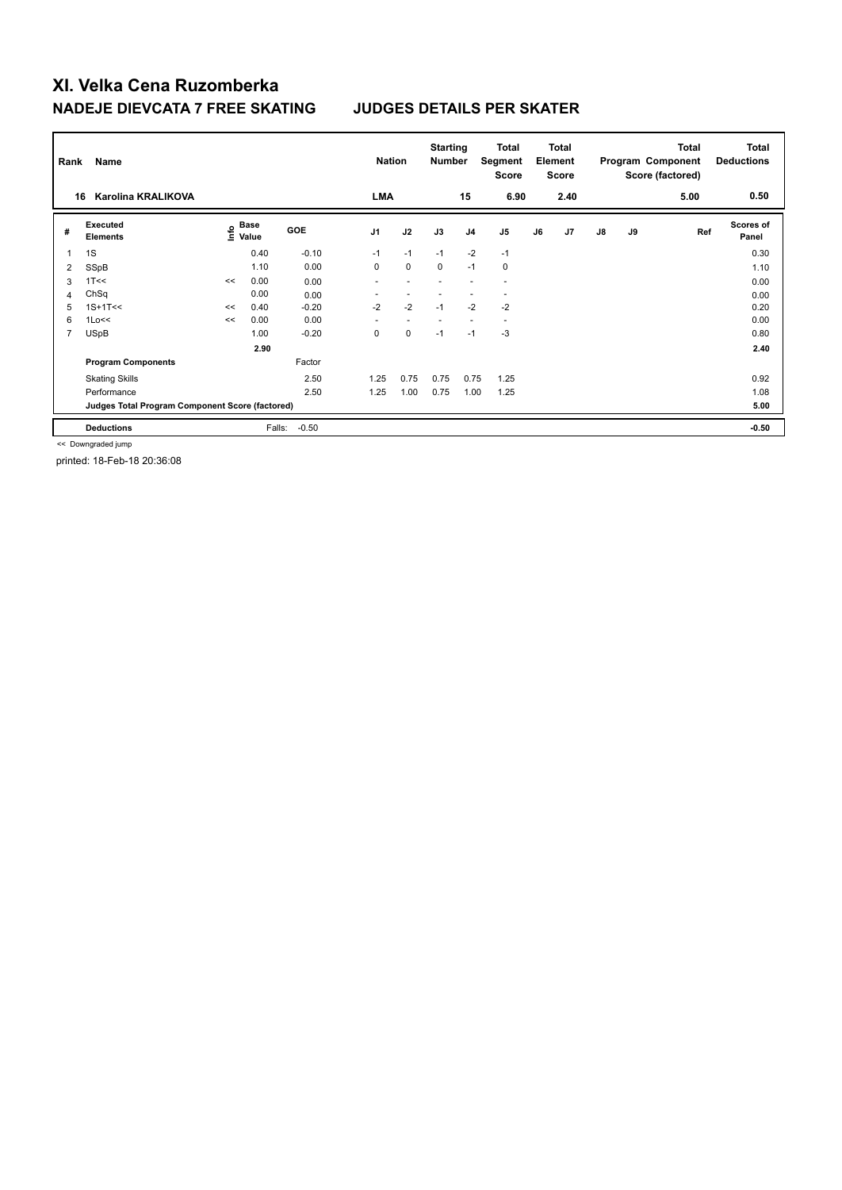# XI. Velka Cena Ruzomberka

## NADEJE DIEVCATA 7 FREE SKATING JUDGES DETAILS PER SKATER

| Rank | Name | Nation | Starting Number | Total Segment Score | Total Element Score | Total Program Component Score (factored) | Total Deductions |
|---|---|---|---|---|---|---|---|
| 16 | Karolina KRALIKOVA | LMA | 15 | 6.90 | 2.40 | 5.00 | 0.50 |

| # | Executed Elements | Info | Base Value | GOE | J1 | J2 | J3 | J4 | J5 | J6 | J7 | J8 | J9 | Ref | Scores of Panel |
|---|---|---|---|---|---|---|---|---|---|---|---|---|---|---|---|
| 1 | 1S | | 0.40 | -0.10 | -1 | -1 | -1 | -2 | -1 | | | | | | 0.30 |
| 2 | SSpB | | 1.10 | 0.00 | 0 | 0 | 0 | -1 | 0 | | | | | | 1.10 |
| 3 | 1T<< | << | 0.00 | 0.00 | - | - | - | - | - | | | | | | 0.00 |
| 4 | ChSq | | 0.00 | 0.00 | - | - | - | - | - | | | | | | 0.00 |
| 5 | 1S+1T<< | << | 0.40 | -0.20 | -2 | -2 | -1 | -2 | -2 | | | | | | 0.20 |
| 6 | 1Lo<< | << | 0.00 | 0.00 | - | - | - | - | - | | | | | | 0.00 |
| 7 | USpB | | 1.00 | -0.20 | 0 | 0 | -1 | -1 | -3 | | | | | | 0.80 |
| | | | 2.90 | | | | | | | | | | | | 2.40 |
| | **Program Components** | | | Factor | | | | | | | | | | | |
| | Skating Skills | | | 2.50 | 1.25 | 0.75 | 0.75 | 0.75 | 1.25 | | | | | | 0.92 |
| | Performance | | | 2.50 | 1.25 | 1.00 | 0.75 | 1.00 | 1.25 | | | | | | 1.08 |
| | Judges Total Program Component Score (factored) | | | | | | | | | | | | | | 5.00 |
| | **Deductions** | | Falls: | -0.50 | | | | | | | | | | | -0.50 |

<< Downgraded jump

printed: 18-Feb-18 20:36:08